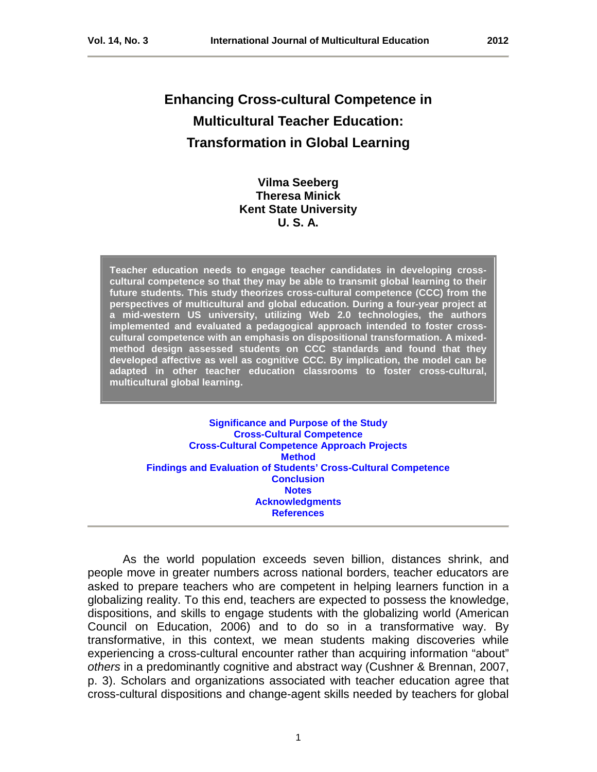# Enhancing Cross-cultural Competence in Multicultural Teacher Education: Transformation in Global Learning

**Vilma Seeberg**
**Theresa Minick**
**Kent State University**
**U. S. A.**

**Teacher education needs to engage teacher candidates in developing cross-cultural competence so that they may be able to transmit global learning to their future students. This study theorizes cross-cultural competence (CCC) from the perspectives of multicultural and global education. During a four-year project at a mid-western US university, utilizing Web 2.0 technologies, the authors implemented and evaluated a pedagogical approach intended to foster cross-cultural competence with an emphasis on dispositional transformation. A mixed-method design assessed students on CCC standards and found that they developed affective as well as cognitive CCC. By implication, the model can be adapted in other teacher education classrooms to foster cross-cultural, multicultural global learning.**

**Significance and Purpose of the Study**
**Cross-Cultural Competence**
**Cross-Cultural Competence Approach Projects**
**Method**
**Findings and Evaluation of Students' Cross-Cultural Competence**
**Conclusion**
**Notes**
**Acknowledgments**
**References**

---

As the world population exceeds seven billion, distances shrink, and people move in greater numbers across national borders, teacher educators are asked to prepare teachers who are competent in helping learners function in a globalizing reality. To this end, teachers are expected to possess the knowledge, dispositions, and skills to engage students with the globalizing world (American Council on Education, 2006) and to do so in a transformative way. By transformative, in this context, we mean students making discoveries while experiencing a cross-cultural encounter rather than acquiring information "about" *others* in a predominantly cognitive and abstract way (Cushner & Brennan, 2007, p. 3). Scholars and organizations associated with teacher education agree that cross-cultural dispositions and change-agent skills needed by teachers for global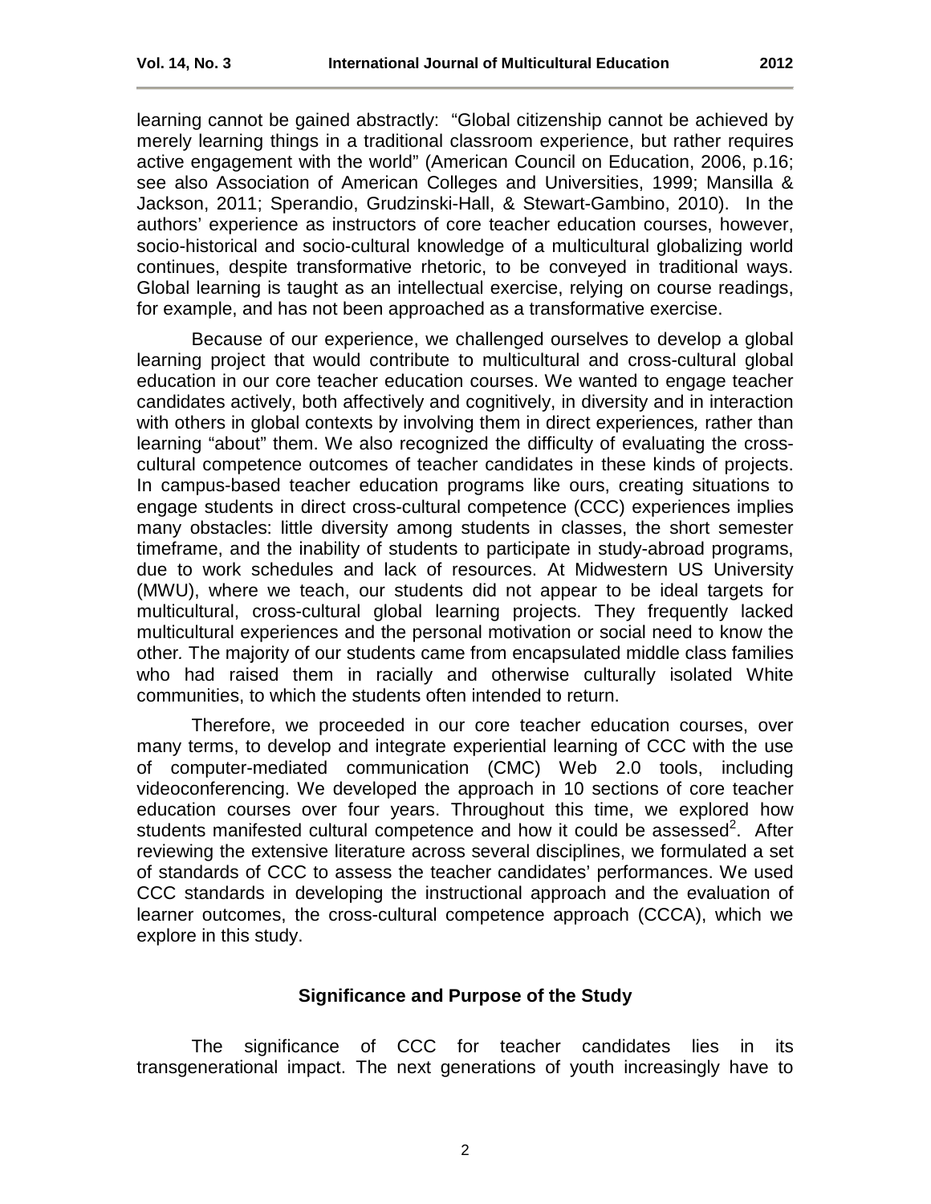learning cannot be gained abstractly: "Global citizenship cannot be achieved by merely learning things in a traditional classroom experience, but rather requires active engagement with the world" (American Council on Education, 2006, p.16; see also Association of American Colleges and Universities, 1999; Mansilla & Jackson, 2011; Sperandio, Grudzinski-Hall, & Stewart-Gambino, 2010). In the authors' experience as instructors of core teacher education courses, however, socio-historical and socio-cultural knowledge of a multicultural globalizing world continues, despite transformative rhetoric, to be conveyed in traditional ways. Global learning is taught as an intellectual exercise, relying on course readings, for example, and has not been approached as a transformative exercise.

Because of our experience, we challenged ourselves to develop a global learning project that would contribute to multicultural and cross-cultural global education in our core teacher education courses. We wanted to engage teacher candidates actively, both affectively and cognitively, in diversity and in interaction with others in global contexts by involving them in direct experiences*,* rather than learning "about" them. We also recognized the difficulty of evaluating the cross-cultural competence outcomes of teacher candidates in these kinds of projects. In campus-based teacher education programs like ours, creating situations to engage students in direct cross-cultural competence (CCC) experiences implies many obstacles: little diversity among students in classes, the short semester timeframe, and the inability of students to participate in study-abroad programs, due to work schedules and lack of resources. At Midwestern US University (MWU), where we teach, our students did not appear to be ideal targets for multicultural, cross-cultural global learning projects. They frequently lacked multicultural experiences and the personal motivation or social need to know the other*.* The majority of our students came from encapsulated middle class families who had raised them in racially and otherwise culturally isolated White communities, to which the students often intended to return.

Therefore, we proceeded in our core teacher education courses, over many terms, to develop and integrate experiential learning of CCC with the use of computer-mediated communication (CMC) Web 2.0 tools, including videoconferencing. We developed the approach in 10 sections of core teacher education courses over four years. Throughout this time, we explored how students manifested cultural competence and how it could be assessed[2]. After reviewing the extensive literature across several disciplines, we formulated a set of standards of CCC to assess the teacher candidates' performances. We used CCC standards in developing the instructional approach and the evaluation of learner outcomes, the cross-cultural competence approach (CCCA), which we explore in this study.

## Significance and Purpose of the Study

The significance of CCC for teacher candidates lies in its transgenerational impact. The next generations of youth increasingly have to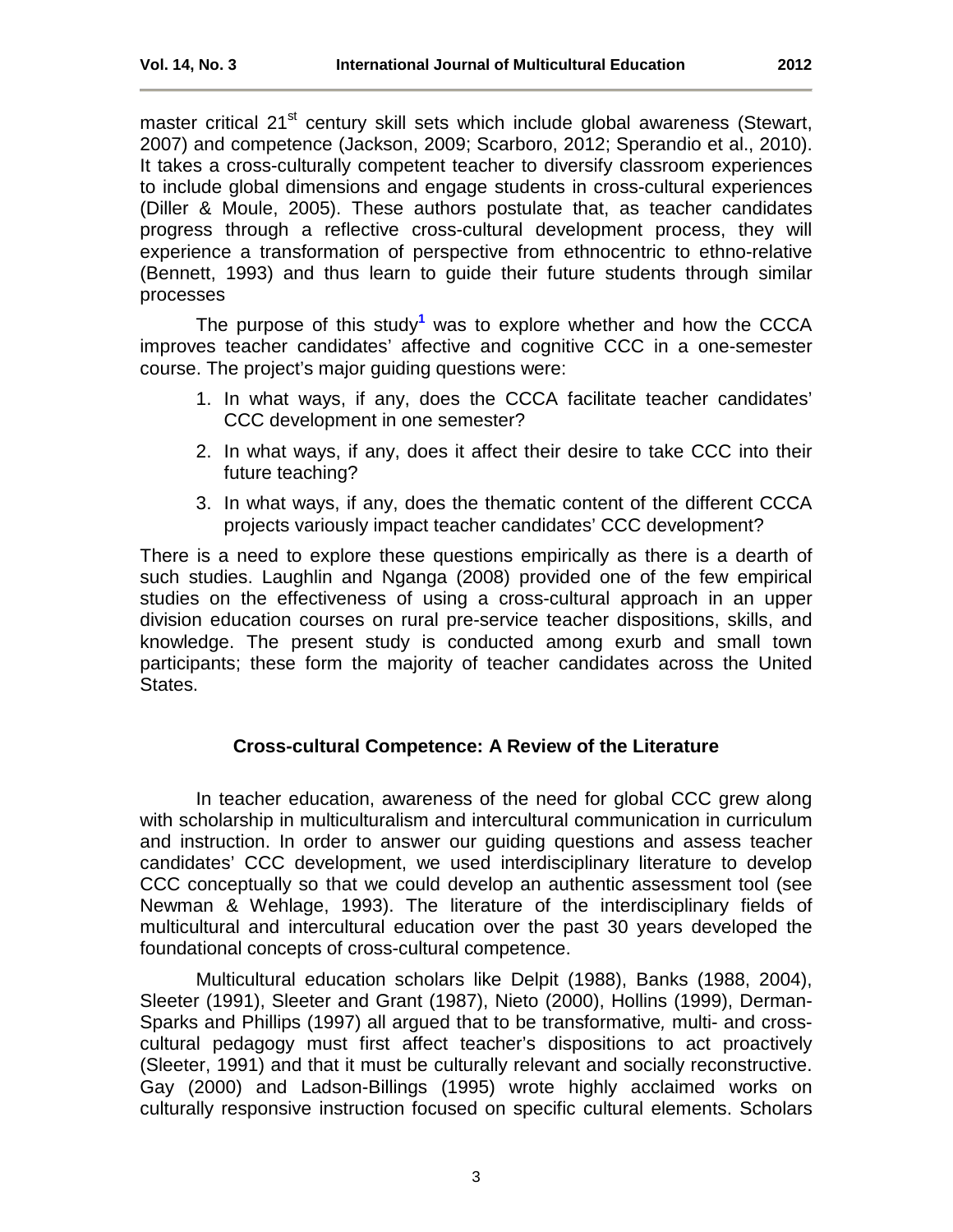master critical 21st century skill sets which include global awareness (Stewart, 2007) and competence (Jackson, 2009; Scarboro, 2012; Sperandio et al., 2010). It takes a cross-culturally competent teacher to diversify classroom experiences to include global dimensions and engage students in cross-cultural experiences (Diller & Moule, 2005). These authors postulate that, as teacher candidates progress through a reflective cross-cultural development process, they will experience a transformation of perspective from ethnocentric to ethno-relative (Bennett, 1993) and thus learn to guide their future students through similar processes

The purpose of this study[1] was to explore whether and how the CCCA improves teacher candidates' affective and cognitive CCC in a one-semester course. The project's major guiding questions were:

1. In what ways, if any, does the CCCA facilitate teacher candidates' CCC development in one semester?
2. In what ways, if any, does it affect their desire to take CCC into their future teaching?
3. In what ways, if any, does the thematic content of the different CCCA projects variously impact teacher candidates' CCC development?

There is a need to explore these questions empirically as there is a dearth of such studies. Laughlin and Nganga (2008) provided one of the few empirical studies on the effectiveness of using a cross-cultural approach in an upper division education courses on rural pre-service teacher dispositions, skills, and knowledge. The present study is conducted among exurb and small town participants; these form the majority of teacher candidates across the United States.

## Cross-cultural Competence: A Review of the Literature

In teacher education, awareness of the need for global CCC grew along with scholarship in multiculturalism and intercultural communication in curriculum and instruction. In order to answer our guiding questions and assess teacher candidates' CCC development, we used interdisciplinary literature to develop CCC conceptually so that we could develop an authentic assessment tool (see Newman & Wehlage, 1993). The literature of the interdisciplinary fields of multicultural and intercultural education over the past 30 years developed the foundational concepts of cross-cultural competence.

Multicultural education scholars like Delpit (1988), Banks (1988, 2004), Sleeter (1991), Sleeter and Grant (1987), Nieto (2000), Hollins (1999), Derman-Sparks and Phillips (1997) all argued that to be transformative*,* multi- and cross-cultural pedagogy must first affect teacher's dispositions to act proactively (Sleeter, 1991) and that it must be culturally relevant and socially reconstructive. Gay (2000) and Ladson-Billings (1995) wrote highly acclaimed works on culturally responsive instruction focused on specific cultural elements. Scholars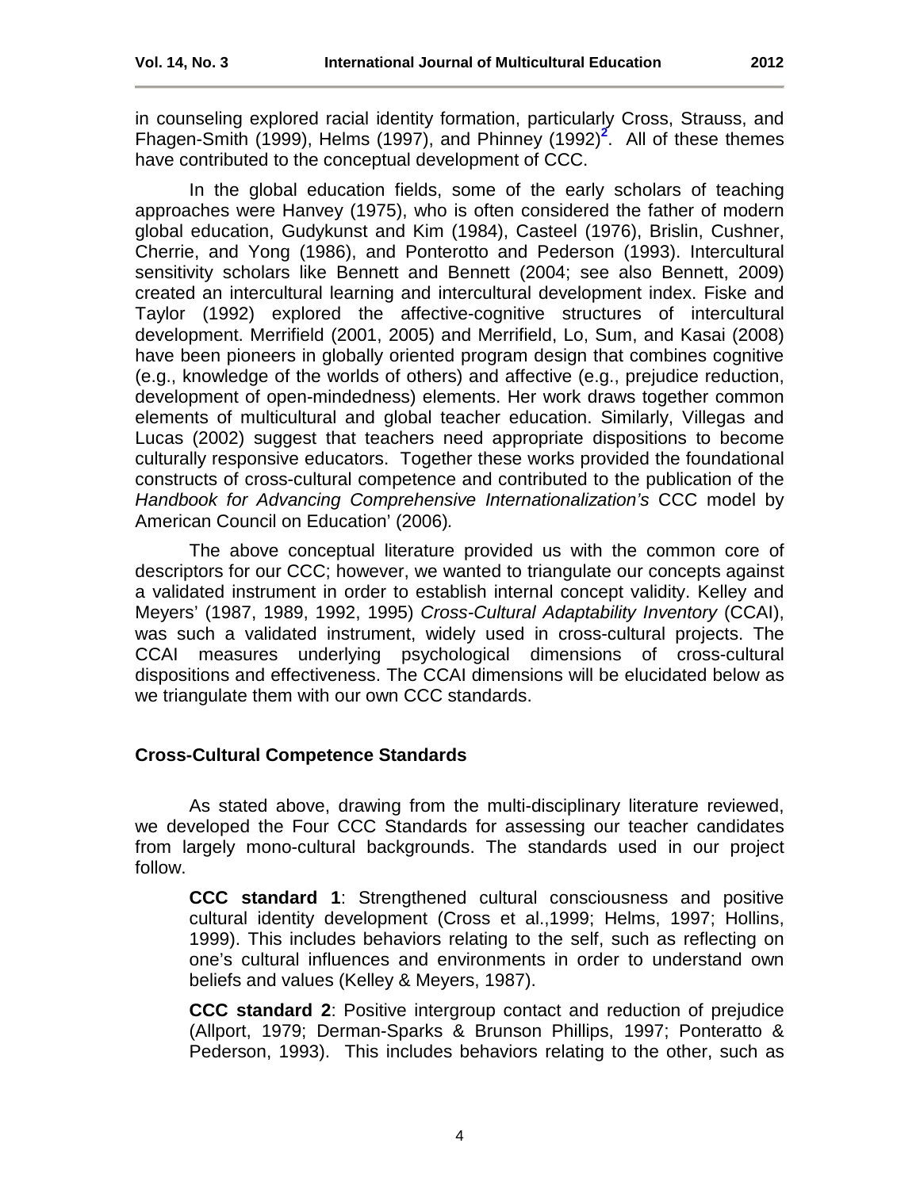in counseling explored racial identity formation, particularly Cross, Strauss, and Fhagen-Smith (1999), Helms (1997), and Phinney (1992)[2]. All of these themes have contributed to the conceptual development of CCC.

In the global education fields, some of the early scholars of teaching approaches were Hanvey (1975), who is often considered the father of modern global education, Gudykunst and Kim (1984), Casteel (1976), Brislin, Cushner, Cherrie, and Yong (1986), and Ponterotto and Pederson (1993). Intercultural sensitivity scholars like Bennett and Bennett (2004; see also Bennett, 2009) created an intercultural learning and intercultural development index. Fiske and Taylor (1992) explored the affective-cognitive structures of intercultural development. Merrifield (2001, 2005) and Merrifield, Lo, Sum, and Kasai (2008) have been pioneers in globally oriented program design that combines cognitive (e.g., knowledge of the worlds of others) and affective (e.g., prejudice reduction, development of open-mindedness) elements. Her work draws together common elements of multicultural and global teacher education. Similarly, Villegas and Lucas (2002) suggest that teachers need appropriate dispositions to become culturally responsive educators. Together these works provided the foundational constructs of cross-cultural competence and contributed to the publication of the *Handbook for Advancing Comprehensive Internationalization's* CCC model by American Council on Education' (2006).

The above conceptual literature provided us with the common core of descriptors for our CCC; however, we wanted to triangulate our concepts against a validated instrument in order to establish internal concept validity. Kelley and Meyers' (1987, 1989, 1992, 1995) *Cross-Cultural Adaptability Inventory* (CCAI), was such a validated instrument, widely used in cross-cultural projects. The CCAI measures underlying psychological dimensions of cross-cultural dispositions and effectiveness. The CCAI dimensions will be elucidated below as we triangulate them with our own CCC standards.

## Cross-Cultural Competence Standards

As stated above, drawing from the multi-disciplinary literature reviewed, we developed the Four CCC Standards for assessing our teacher candidates from largely mono-cultural backgrounds. The standards used in our project follow.

> **CCC standard 1**: Strengthened cultural consciousness and positive cultural identity development (Cross et al.,1999; Helms, 1997; Hollins, 1999). This includes behaviors relating to the self, such as reflecting on one's cultural influences and environments in order to understand own beliefs and values (Kelley & Meyers, 1987).
>
> **CCC standard 2**: Positive intergroup contact and reduction of prejudice (Allport, 1979; Derman-Sparks & Brunson Phillips, 1997; Ponteratto & Pederson, 1993). This includes behaviors relating to the other, such as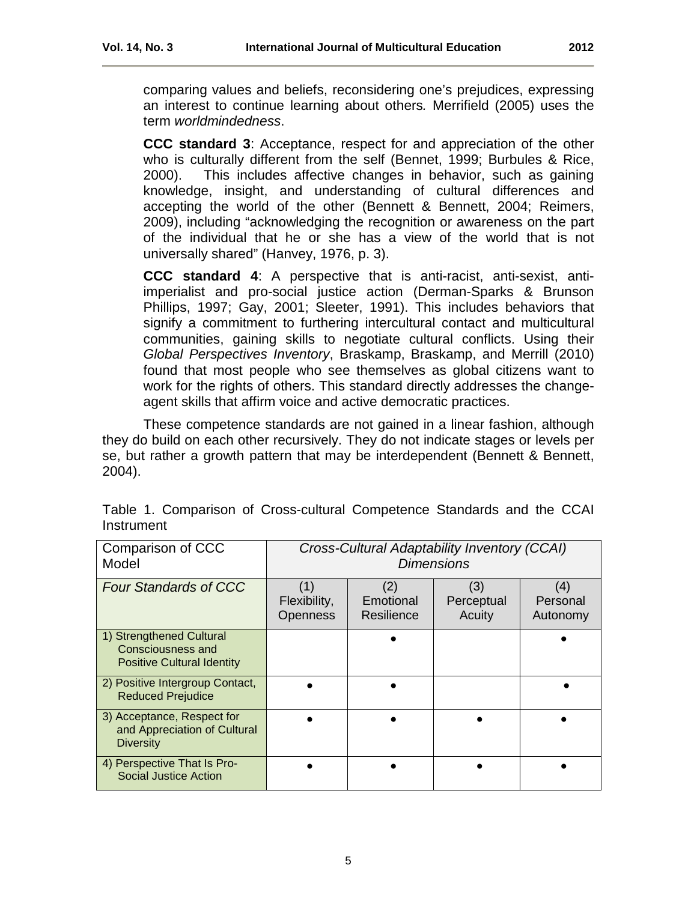comparing values and beliefs, reconsidering one's prejudices, expressing an interest to continue learning about others. Merrifield (2005) uses the term *worldmindedness*.

**CCC standard 3**: Acceptance, respect for and appreciation of the other who is culturally different from the self (Bennet, 1999; Burbules & Rice, 2000). This includes affective changes in behavior, such as gaining knowledge, insight, and understanding of cultural differences and accepting the world of the other (Bennett & Bennett, 2004; Reimers, 2009), including "acknowledging the recognition or awareness on the part of the individual that he or she has a view of the world that is not universally shared" (Hanvey, 1976, p. 3).

**CCC standard 4**: A perspective that is anti-racist, anti-sexist, anti-imperialist and pro-social justice action (Derman-Sparks & Brunson Phillips, 1997; Gay, 2001; Sleeter, 1991). This includes behaviors that signify a commitment to furthering intercultural contact and multicultural communities, gaining skills to negotiate cultural conflicts. Using their *Global Perspectives Inventory*, Braskamp, Braskamp, and Merrill (2010) found that most people who see themselves as global citizens want to work for the rights of others. This standard directly addresses the change-agent skills that affirm voice and active democratic practices.

These competence standards are not gained in a linear fashion, although they do build on each other recursively. They do not indicate stages or levels per se, but rather a growth pattern that may be interdependent (Bennett & Bennett, 2004).

Table 1. Comparison of Cross-cultural Competence Standards and the CCAI Instrument

| Comparison of CCC Model | *Cross-Cultural Adaptability Inventory (CCAI) Dimensions* | | | |
|---|---|---|---|---|
| *Four Standards of CCC* | (1) Flexibility, Openness | (2) Emotional Resilience | (3) Perceptual Acuity | (4) Personal Autonomy |
| 1) Strengthened Cultural Consciousness and Positive Cultural Identity | | ● | | ● |
| 2) Positive Intergroup Contact, Reduced Prejudice | ● | ● | | ● |
| 3) Acceptance, Respect for and Appreciation of Cultural Diversity | ● | ● | ● | ● |
| 4) Perspective That Is Pro-Social Justice Action | ● | ● | ● | ● |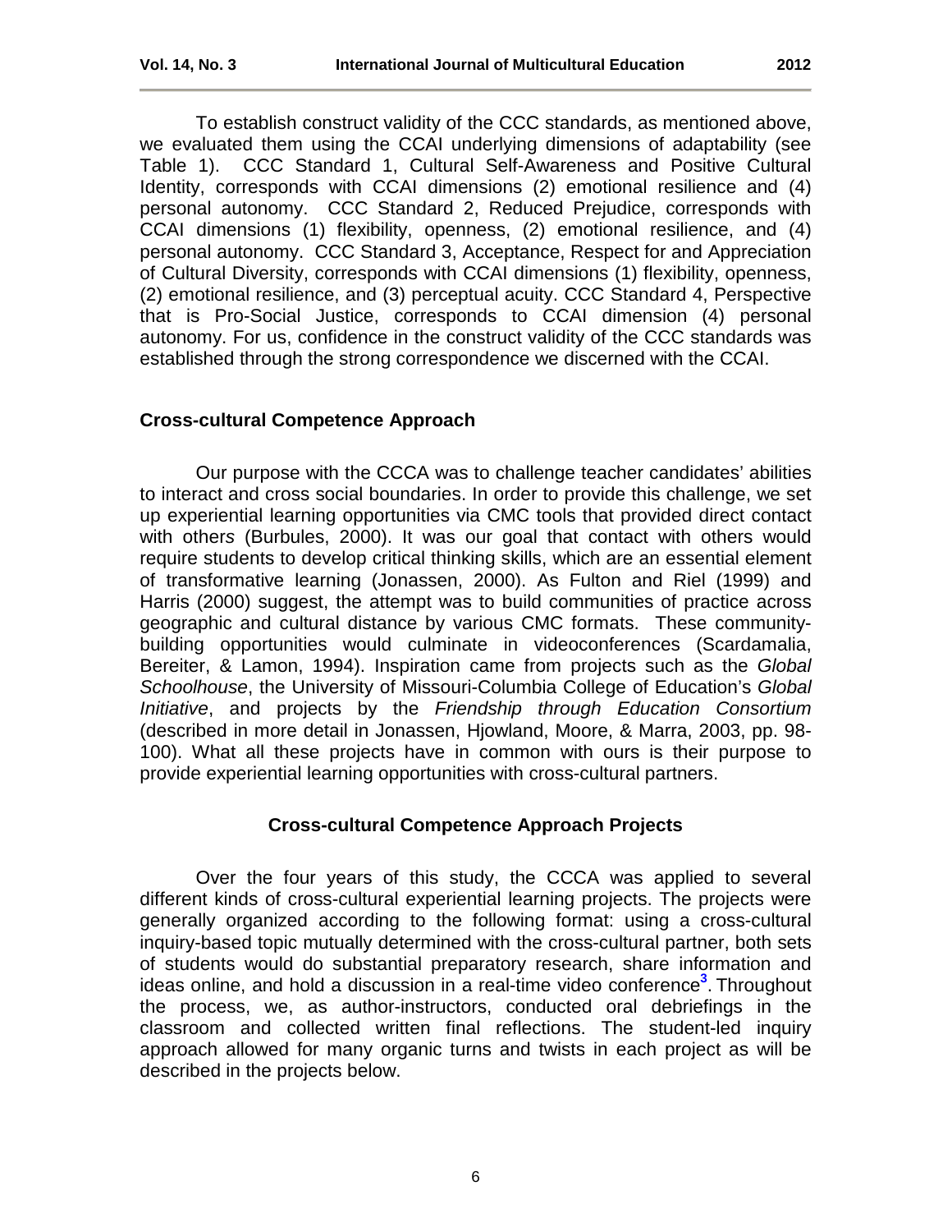To establish construct validity of the CCC standards, as mentioned above, we evaluated them using the CCAI underlying dimensions of adaptability (see Table 1). CCC Standard 1, Cultural Self-Awareness and Positive Cultural Identity, corresponds with CCAI dimensions (2) emotional resilience and (4) personal autonomy. CCC Standard 2, Reduced Prejudice, corresponds with CCAI dimensions (1) flexibility, openness, (2) emotional resilience, and (4) personal autonomy. CCC Standard 3, Acceptance, Respect for and Appreciation of Cultural Diversity, corresponds with CCAI dimensions (1) flexibility, openness, (2) emotional resilience, and (3) perceptual acuity. CCC Standard 4, Perspective that is Pro-Social Justice, corresponds to CCAI dimension (4) personal autonomy. For us, confidence in the construct validity of the CCC standards was established through the strong correspondence we discerned with the CCAI.

## Cross-cultural Competence Approach

Our purpose with the CCCA was to challenge teacher candidates' abilities to interact and cross social boundaries. In order to provide this challenge, we set up experiential learning opportunities via CMC tools that provided direct contact with others (Burbules, 2000). It was our goal that contact with others would require students to develop critical thinking skills, which are an essential element of transformative learning (Jonassen, 2000). As Fulton and Riel (1999) and Harris (2000) suggest, the attempt was to build communities of practice across geographic and cultural distance by various CMC formats. These community-building opportunities would culminate in videoconferences (Scardamalia, Bereiter, & Lamon, 1994). Inspiration came from projects such as the *Global Schoolhouse*, the University of Missouri-Columbia College of Education's *Global Initiative*, and projects by the *Friendship through Education Consortium* (described in more detail in Jonassen, Hjowland, Moore, & Marra, 2003, pp. 98-100). What all these projects have in common with ours is their purpose to provide experiential learning opportunities with cross-cultural partners.

### Cross-cultural Competence Approach Projects

Over the four years of this study, the CCCA was applied to several different kinds of cross-cultural experiential learning projects. The projects were generally organized according to the following format: using a cross-cultural inquiry-based topic mutually determined with the cross-cultural partner, both sets of students would do substantial preparatory research, share information and ideas online, and hold a discussion in a real-time video conference[3]. Throughout the process, we, as author-instructors, conducted oral debriefings in the classroom and collected written final reflections. The student-led inquiry approach allowed for many organic turns and twists in each project as will be described in the projects below.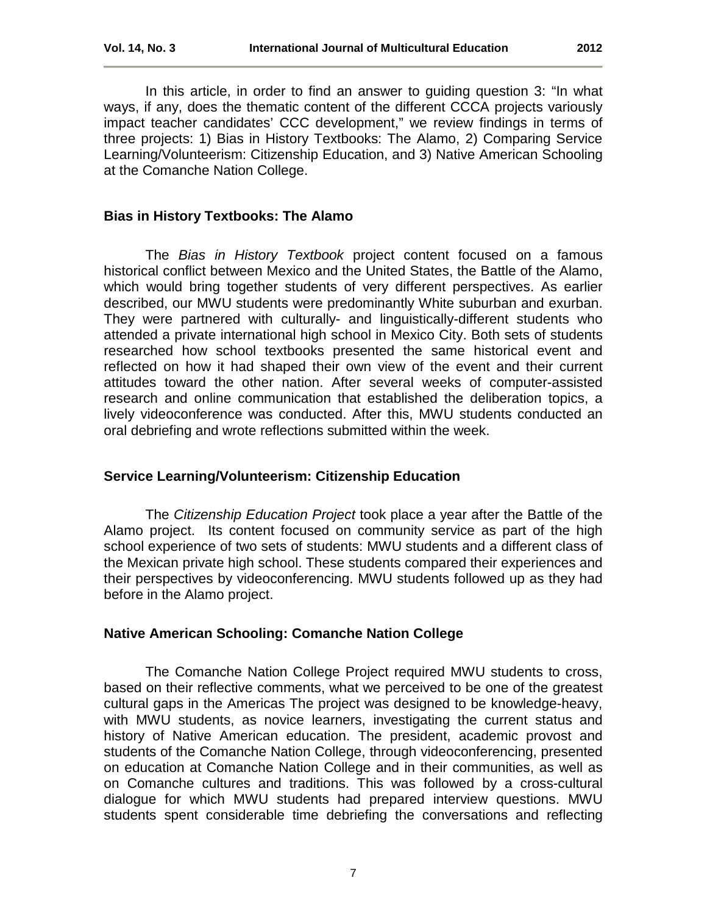In this article, in order to find an answer to guiding question 3: "In what ways, if any, does the thematic content of the different CCCA projects variously impact teacher candidates' CCC development," we review findings in terms of three projects: 1) Bias in History Textbooks: The Alamo, 2) Comparing Service Learning/Volunteerism: Citizenship Education, and 3) Native American Schooling at the Comanche Nation College.

### Bias in History Textbooks: The Alamo

The *Bias in History Textbook* project content focused on a famous historical conflict between Mexico and the United States, the Battle of the Alamo, which would bring together students of very different perspectives. As earlier described, our MWU students were predominantly White suburban and exurban. They were partnered with culturally- and linguistically-different students who attended a private international high school in Mexico City. Both sets of students researched how school textbooks presented the same historical event and reflected on how it had shaped their own view of the event and their current attitudes toward the other nation. After several weeks of computer-assisted research and online communication that established the deliberation topics, a lively videoconference was conducted. After this, MWU students conducted an oral debriefing and wrote reflections submitted within the week.

### Service Learning/Volunteerism: Citizenship Education

The *Citizenship Education Project* took place a year after the Battle of the Alamo project. Its content focused on community service as part of the high school experience of two sets of students: MWU students and a different class of the Mexican private high school. These students compared their experiences and their perspectives by videoconferencing. MWU students followed up as they had before in the Alamo project.

### Native American Schooling: Comanche Nation College

The Comanche Nation College Project required MWU students to cross, based on their reflective comments, what we perceived to be one of the greatest cultural gaps in the Americas The project was designed to be knowledge-heavy, with MWU students, as novice learners, investigating the current status and history of Native American education. The president, academic provost and students of the Comanche Nation College, through videoconferencing, presented on education at Comanche Nation College and in their communities, as well as on Comanche cultures and traditions. This was followed by a cross-cultural dialogue for which MWU students had prepared interview questions. MWU students spent considerable time debriefing the conversations and reflecting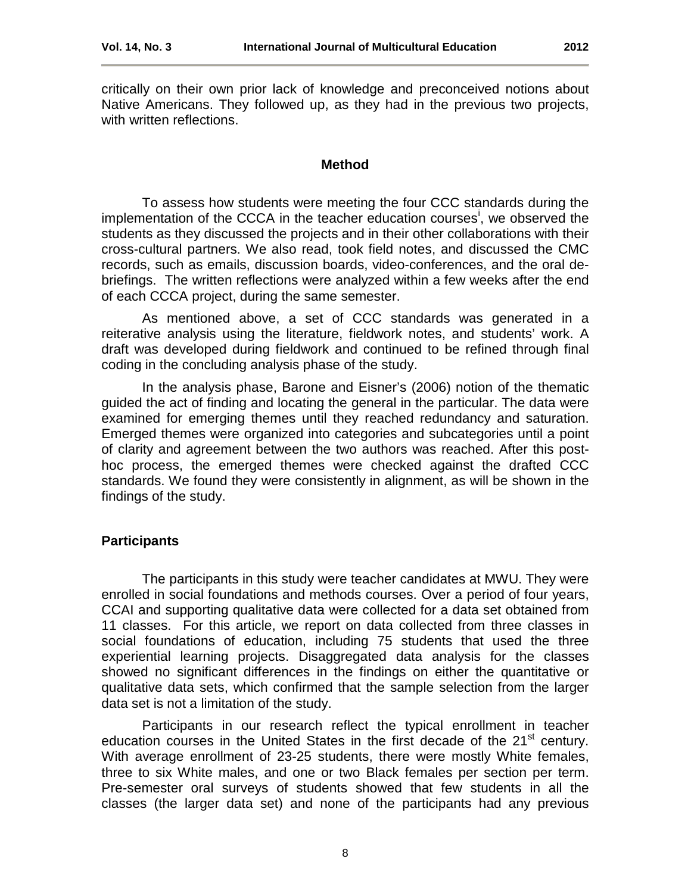critically on their own prior lack of knowledge and preconceived notions about Native Americans. They followed up, as they had in the previous two projects, with written reflections.

## Method

To assess how students were meeting the four CCC standards during the implementation of the CCCA in the teacher education courses[i], we observed the students as they discussed the projects and in their other collaborations with their cross-cultural partners. We also read, took field notes, and discussed the CMC records, such as emails, discussion boards, video-conferences, and the oral de-briefings. The written reflections were analyzed within a few weeks after the end of each CCCA project, during the same semester.

As mentioned above, a set of CCC standards was generated in a reiterative analysis using the literature, fieldwork notes, and students' work. A draft was developed during fieldwork and continued to be refined through final coding in the concluding analysis phase of the study.

In the analysis phase, Barone and Eisner's (2006) notion of the thematic guided the act of finding and locating the general in the particular. The data were examined for emerging themes until they reached redundancy and saturation. Emerged themes were organized into categories and subcategories until a point of clarity and agreement between the two authors was reached. After this post-hoc process, the emerged themes were checked against the drafted CCC standards. We found they were consistently in alignment, as will be shown in the findings of the study.

### Participants

The participants in this study were teacher candidates at MWU. They were enrolled in social foundations and methods courses. Over a period of four years, CCAI and supporting qualitative data were collected for a data set obtained from 11 classes. For this article, we report on data collected from three classes in social foundations of education, including 75 students that used the three experiential learning projects. Disaggregated data analysis for the classes showed no significant differences in the findings on either the quantitative or qualitative data sets, which confirmed that the sample selection from the larger data set is not a limitation of the study.

Participants in our research reflect the typical enrollment in teacher education courses in the United States in the first decade of the 21st century. With average enrollment of 23-25 students, there were mostly White females, three to six White males, and one or two Black females per section per term. Pre-semester oral surveys of students showed that few students in all the classes (the larger data set) and none of the participants had any previous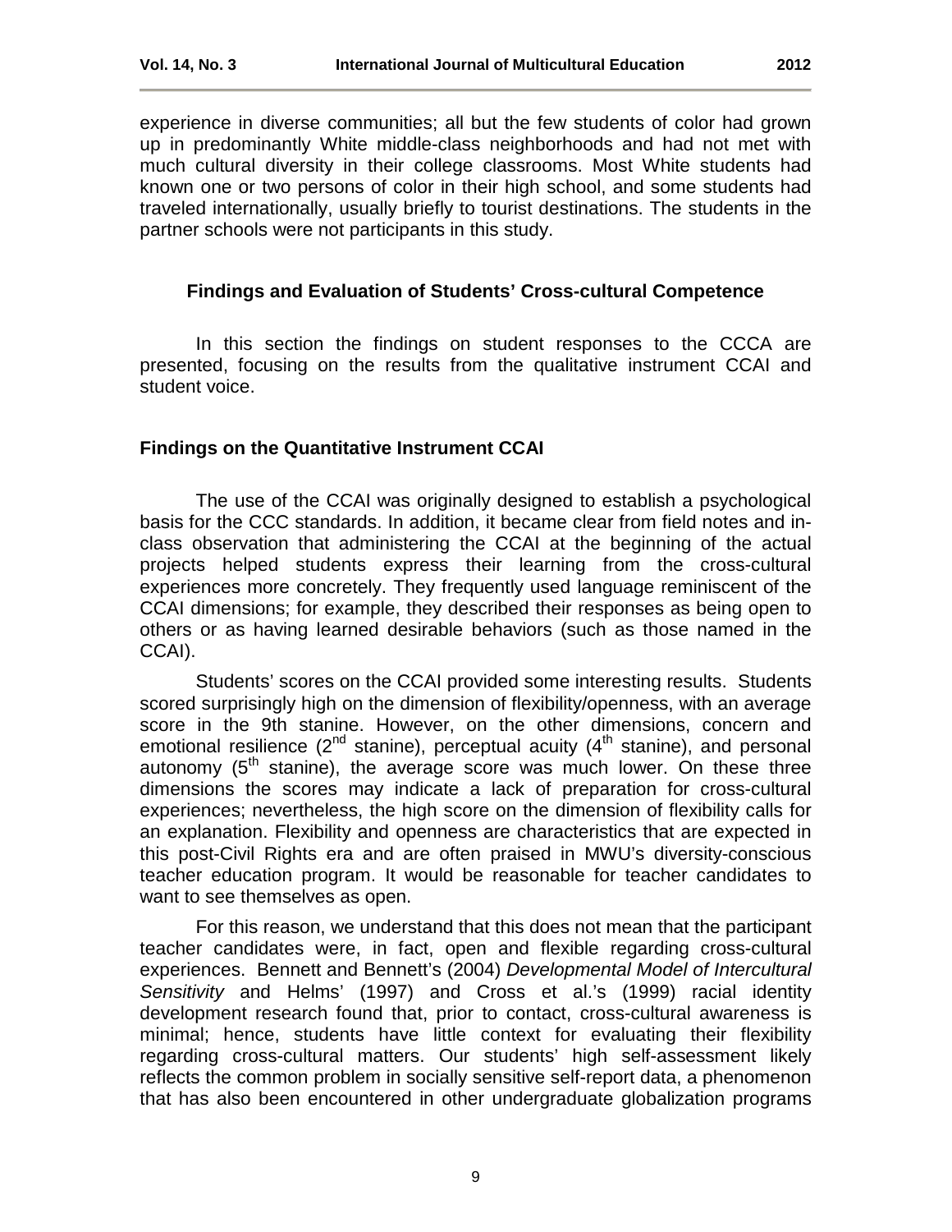experience in diverse communities; all but the few students of color had grown up in predominantly White middle-class neighborhoods and had not met with much cultural diversity in their college classrooms. Most White students had known one or two persons of color in their high school, and some students had traveled internationally, usually briefly to tourist destinations. The students in the partner schools were not participants in this study.

## Findings and Evaluation of Students' Cross-cultural Competence

In this section the findings on student responses to the CCCA are presented, focusing on the results from the qualitative instrument CCAI and student voice.

### Findings on the Quantitative Instrument CCAI

The use of the CCAI was originally designed to establish a psychological basis for the CCC standards. In addition, it became clear from field notes and in-class observation that administering the CCAI at the beginning of the actual projects helped students express their learning from the cross-cultural experiences more concretely. They frequently used language reminiscent of the CCAI dimensions; for example, they described their responses as being open to others or as having learned desirable behaviors (such as those named in the CCAI).

Students' scores on the CCAI provided some interesting results. Students scored surprisingly high on the dimension of flexibility/openness, with an average score in the 9th stanine. However, on the other dimensions, concern and emotional resilience (2nd stanine), perceptual acuity (4th stanine), and personal autonomy (5th stanine), the average score was much lower. On these three dimensions the scores may indicate a lack of preparation for cross-cultural experiences; nevertheless, the high score on the dimension of flexibility calls for an explanation. Flexibility and openness are characteristics that are expected in this post-Civil Rights era and are often praised in MWU's diversity-conscious teacher education program. It would be reasonable for teacher candidates to want to see themselves as open.

For this reason, we understand that this does not mean that the participant teacher candidates were, in fact, open and flexible regarding cross-cultural experiences. Bennett and Bennett's (2004) *Developmental Model of Intercultural Sensitivity* and Helms' (1997) and Cross et al.'s (1999) racial identity development research found that, prior to contact, cross-cultural awareness is minimal; hence, students have little context for evaluating their flexibility regarding cross-cultural matters. Our students' high self-assessment likely reflects the common problem in socially sensitive self-report data, a phenomenon that has also been encountered in other undergraduate globalization programs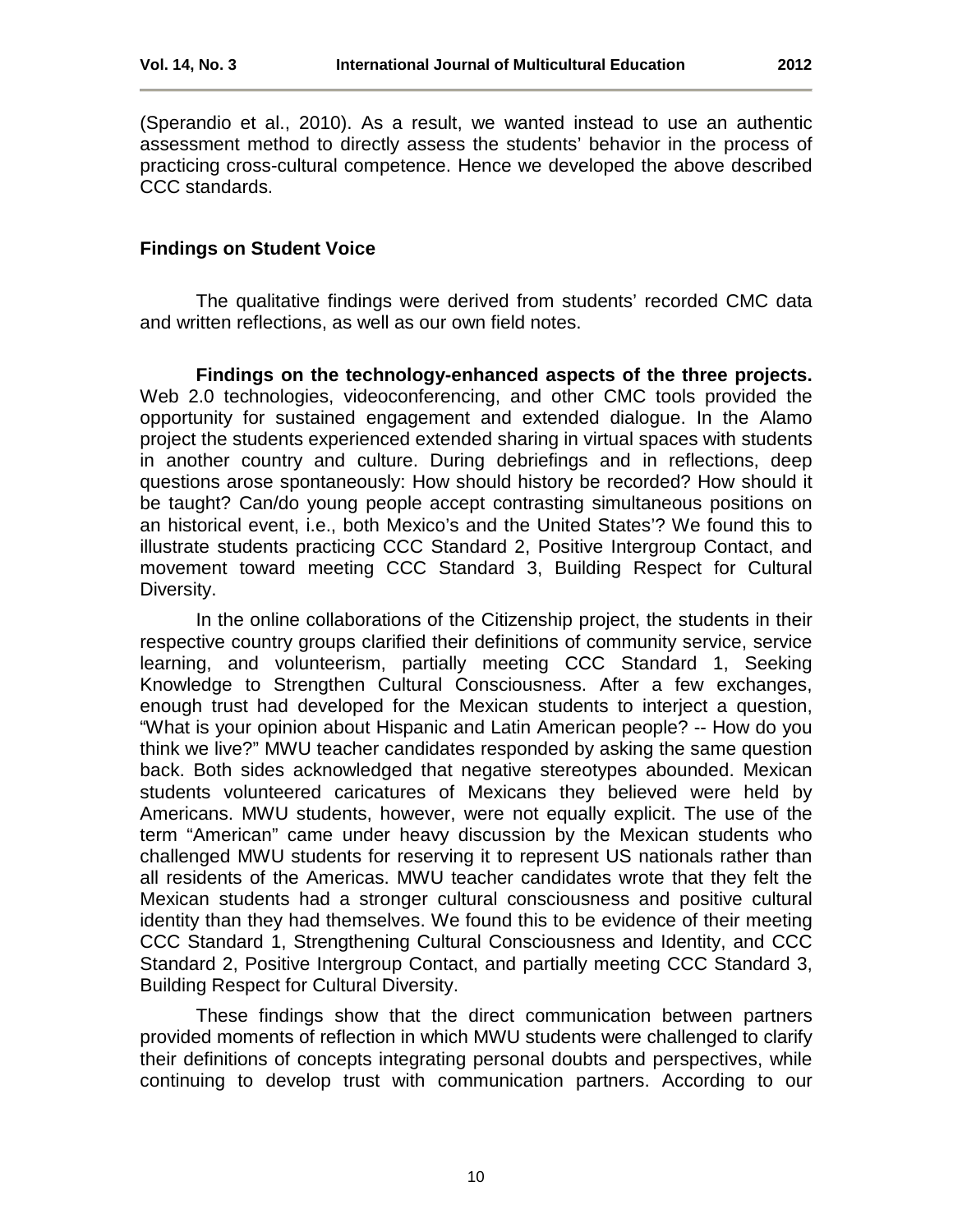(Sperandio et al., 2010). As a result, we wanted instead to use an authentic assessment method to directly assess the students' behavior in the process of practicing cross-cultural competence. Hence we developed the above described CCC standards.

## Findings on Student Voice

The qualitative findings were derived from students' recorded CMC data and written reflections, as well as our own field notes.

**Findings on the technology-enhanced aspects of the three projects.** Web 2.0 technologies, videoconferencing, and other CMC tools provided the opportunity for sustained engagement and extended dialogue. In the Alamo project the students experienced extended sharing in virtual spaces with students in another country and culture. During debriefings and in reflections, deep questions arose spontaneously: How should history be recorded? How should it be taught? Can/do young people accept contrasting simultaneous positions on an historical event, i.e., both Mexico's and the United States'? We found this to illustrate students practicing CCC Standard 2, Positive Intergroup Contact, and movement toward meeting CCC Standard 3, Building Respect for Cultural Diversity.

In the online collaborations of the Citizenship project, the students in their respective country groups clarified their definitions of community service, service learning, and volunteerism, partially meeting CCC Standard 1, Seeking Knowledge to Strengthen Cultural Consciousness. After a few exchanges, enough trust had developed for the Mexican students to interject a question, "What is your opinion about Hispanic and Latin American people? -- How do you think we live?" MWU teacher candidates responded by asking the same question back. Both sides acknowledged that negative stereotypes abounded. Mexican students volunteered caricatures of Mexicans they believed were held by Americans. MWU students, however, were not equally explicit. The use of the term "American" came under heavy discussion by the Mexican students who challenged MWU students for reserving it to represent US nationals rather than all residents of the Americas. MWU teacher candidates wrote that they felt the Mexican students had a stronger cultural consciousness and positive cultural identity than they had themselves. We found this to be evidence of their meeting CCC Standard 1, Strengthening Cultural Consciousness and Identity, and CCC Standard 2, Positive Intergroup Contact, and partially meeting CCC Standard 3, Building Respect for Cultural Diversity.

These findings show that the direct communication between partners provided moments of reflection in which MWU students were challenged to clarify their definitions of concepts integrating personal doubts and perspectives, while continuing to develop trust with communication partners. According to our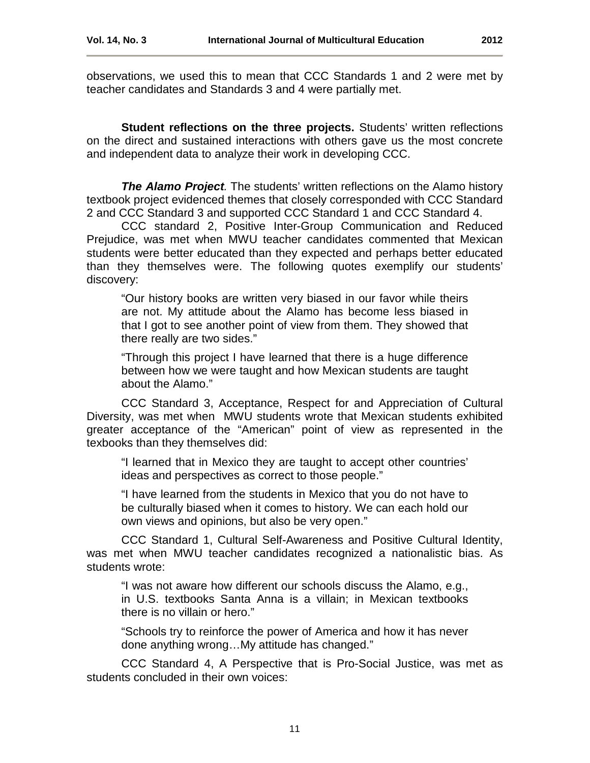observations, we used this to mean that CCC Standards 1 and 2 were met by teacher candidates and Standards 3 and 4 were partially met.

**Student reflections on the three projects.** Students' written reflections on the direct and sustained interactions with others gave us the most concrete and independent data to analyze their work in developing CCC.

***The Alamo Project*.** The students' written reflections on the Alamo history textbook project evidenced themes that closely corresponded with CCC Standard 2 and CCC Standard 3 and supported CCC Standard 1 and CCC Standard 4.

CCC standard 2, Positive Inter-Group Communication and Reduced Prejudice, was met when MWU teacher candidates commented that Mexican students were better educated than they expected and perhaps better educated than they themselves were. The following quotes exemplify our students' discovery:

> "Our history books are written very biased in our favor while theirs are not. My attitude about the Alamo has become less biased in that I got to see another point of view from them. They showed that there really are two sides."
>
> "Through this project I have learned that there is a huge difference between how we were taught and how Mexican students are taught about the Alamo."

CCC Standard 3, Acceptance, Respect for and Appreciation of Cultural Diversity, was met when MWU students wrote that Mexican students exhibited greater acceptance of the "American" point of view as represented in the texbooks than they themselves did:

> "I learned that in Mexico they are taught to accept other countries' ideas and perspectives as correct to those people."
>
> "I have learned from the students in Mexico that you do not have to be culturally biased when it comes to history. We can each hold our own views and opinions, but also be very open."

CCC Standard 1, Cultural Self-Awareness and Positive Cultural Identity, was met when MWU teacher candidates recognized a nationalistic bias. As students wrote:

> "I was not aware how different our schools discuss the Alamo, e.g., in U.S. textbooks Santa Anna is a villain; in Mexican textbooks there is no villain or hero."
>
> "Schools try to reinforce the power of America and how it has never done anything wrong…My attitude has changed."

CCC Standard 4, A Perspective that is Pro-Social Justice, was met as students concluded in their own voices: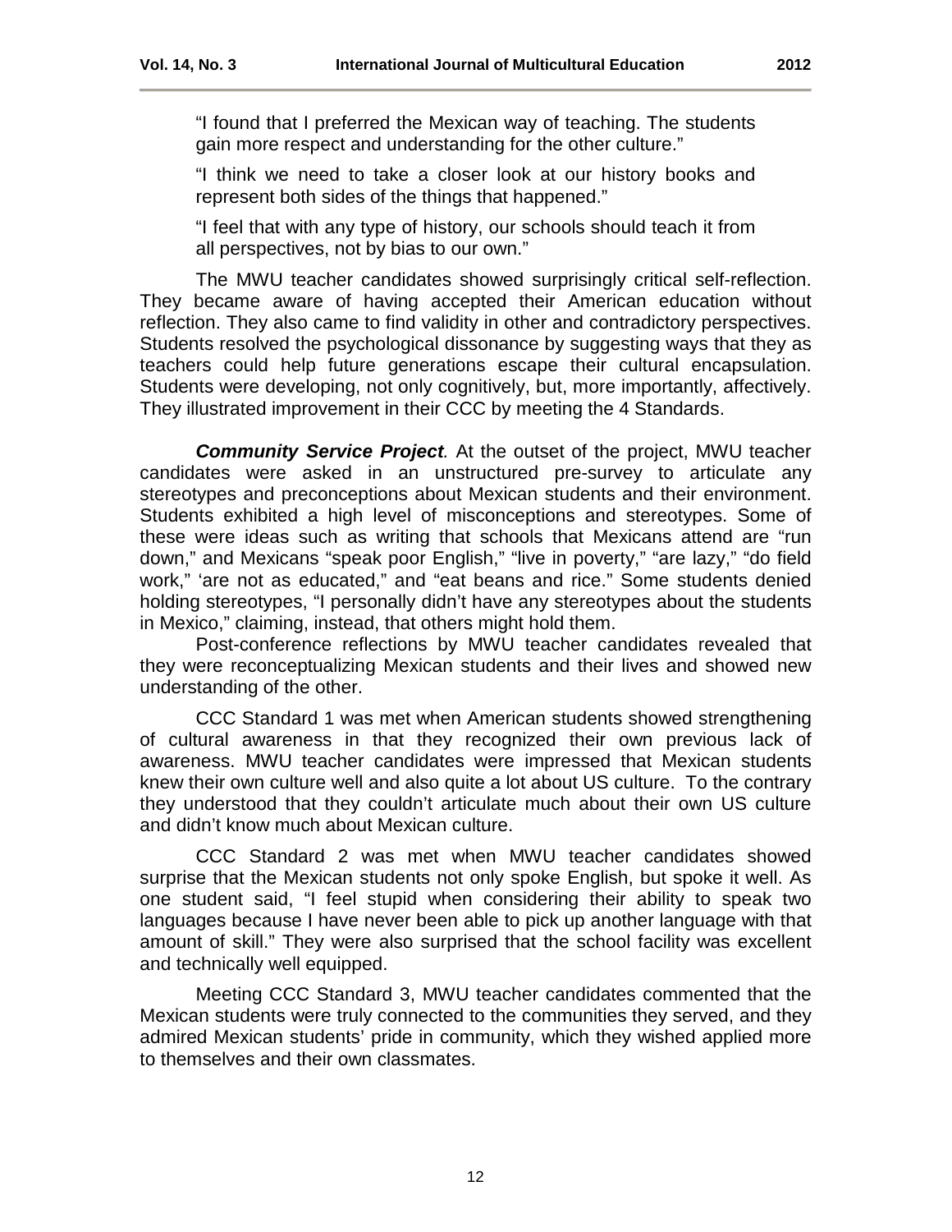"I found that I preferred the Mexican way of teaching. The students gain more respect and understanding for the other culture."

"I think we need to take a closer look at our history books and represent both sides of the things that happened."

"I feel that with any type of history, our schools should teach it from all perspectives, not by bias to our own."

The MWU teacher candidates showed surprisingly critical self-reflection. They became aware of having accepted their American education without reflection. They also came to find validity in other and contradictory perspectives. Students resolved the psychological dissonance by suggesting ways that they as teachers could help future generations escape their cultural encapsulation. Students were developing, not only cognitively, but, more importantly, affectively. They illustrated improvement in their CCC by meeting the 4 Standards.

***Community Service Project*.** At the outset of the project, MWU teacher candidates were asked in an unstructured pre-survey to articulate any stereotypes and preconceptions about Mexican students and their environment. Students exhibited a high level of misconceptions and stereotypes. Some of these were ideas such as writing that schools that Mexicans attend are "run down," and Mexicans "speak poor English," "live in poverty," "are lazy," "do field work," 'are not as educated," and "eat beans and rice." Some students denied holding stereotypes, "I personally didn't have any stereotypes about the students in Mexico," claiming, instead, that others might hold them.

Post-conference reflections by MWU teacher candidates revealed that they were reconceptualizing Mexican students and their lives and showed new understanding of the other.

CCC Standard 1 was met when American students showed strengthening of cultural awareness in that they recognized their own previous lack of awareness. MWU teacher candidates were impressed that Mexican students knew their own culture well and also quite a lot about US culture. To the contrary they understood that they couldn't articulate much about their own US culture and didn't know much about Mexican culture.

CCC Standard 2 was met when MWU teacher candidates showed surprise that the Mexican students not only spoke English, but spoke it well. As one student said, "I feel stupid when considering their ability to speak two languages because I have never been able to pick up another language with that amount of skill." They were also surprised that the school facility was excellent and technically well equipped.

Meeting CCC Standard 3, MWU teacher candidates commented that the Mexican students were truly connected to the communities they served, and they admired Mexican students' pride in community, which they wished applied more to themselves and their own classmates.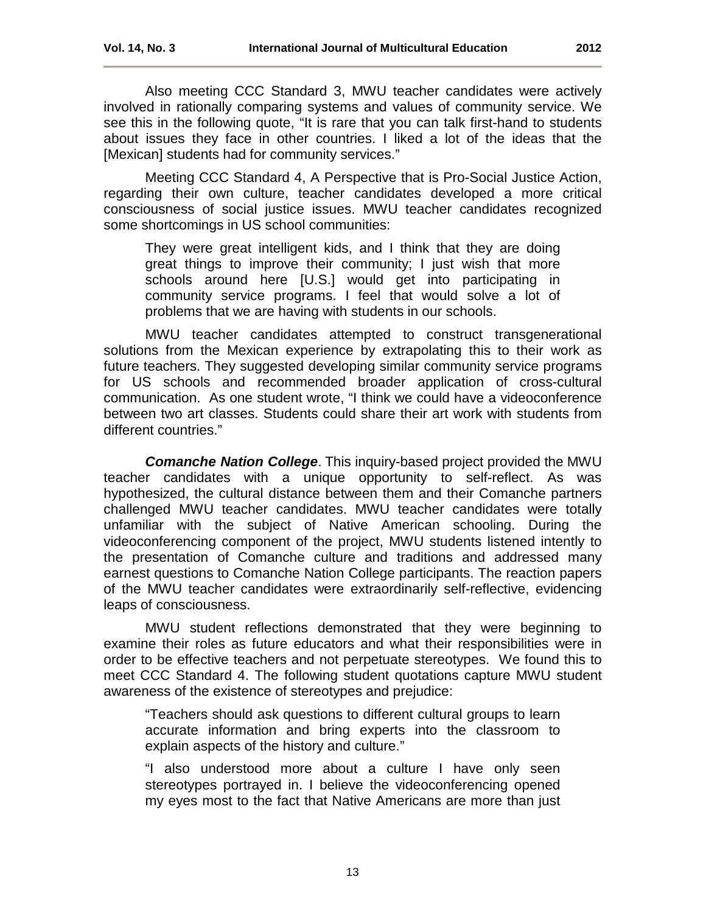Also meeting CCC Standard 3, MWU teacher candidates were actively involved in rationally comparing systems and values of community service. We see this in the following quote, "It is rare that you can talk first-hand to students about issues they face in other countries. I liked a lot of the ideas that the [Mexican] students had for community services."

Meeting CCC Standard 4, A Perspective that is Pro-Social Justice Action, regarding their own culture, teacher candidates developed a more critical consciousness of social justice issues. MWU teacher candidates recognized some shortcomings in US school communities:

> They were great intelligent kids, and I think that they are doing great things to improve their community; I just wish that more schools around here [U.S.] would get into participating in community service programs. I feel that would solve a lot of problems that we are having with students in our schools.

MWU teacher candidates attempted to construct transgenerational solutions from the Mexican experience by extrapolating this to their work as future teachers. They suggested developing similar community service programs for US schools and recommended broader application of cross-cultural communication. As one student wrote, "I think we could have a videoconference between two art classes. Students could share their art work with students from different countries."

***Comanche Nation College***. This inquiry-based project provided the MWU teacher candidates with a unique opportunity to self-reflect. As was hypothesized, the cultural distance between them and their Comanche partners challenged MWU teacher candidates. MWU teacher candidates were totally unfamiliar with the subject of Native American schooling. During the videoconferencing component of the project, MWU students listened intently to the presentation of Comanche culture and traditions and addressed many earnest questions to Comanche Nation College participants. The reaction papers of the MWU teacher candidates were extraordinarily self-reflective, evidencing leaps of consciousness.

MWU student reflections demonstrated that they were beginning to examine their roles as future educators and what their responsibilities were in order to be effective teachers and not perpetuate stereotypes. We found this to meet CCC Standard 4. The following student quotations capture MWU student awareness of the existence of stereotypes and prejudice:

> "Teachers should ask questions to different cultural groups to learn accurate information and bring experts into the classroom to explain aspects of the history and culture."
>
> "I also understood more about a culture I have only seen stereotypes portrayed in. I believe the videoconferencing opened my eyes most to the fact that Native Americans are more than just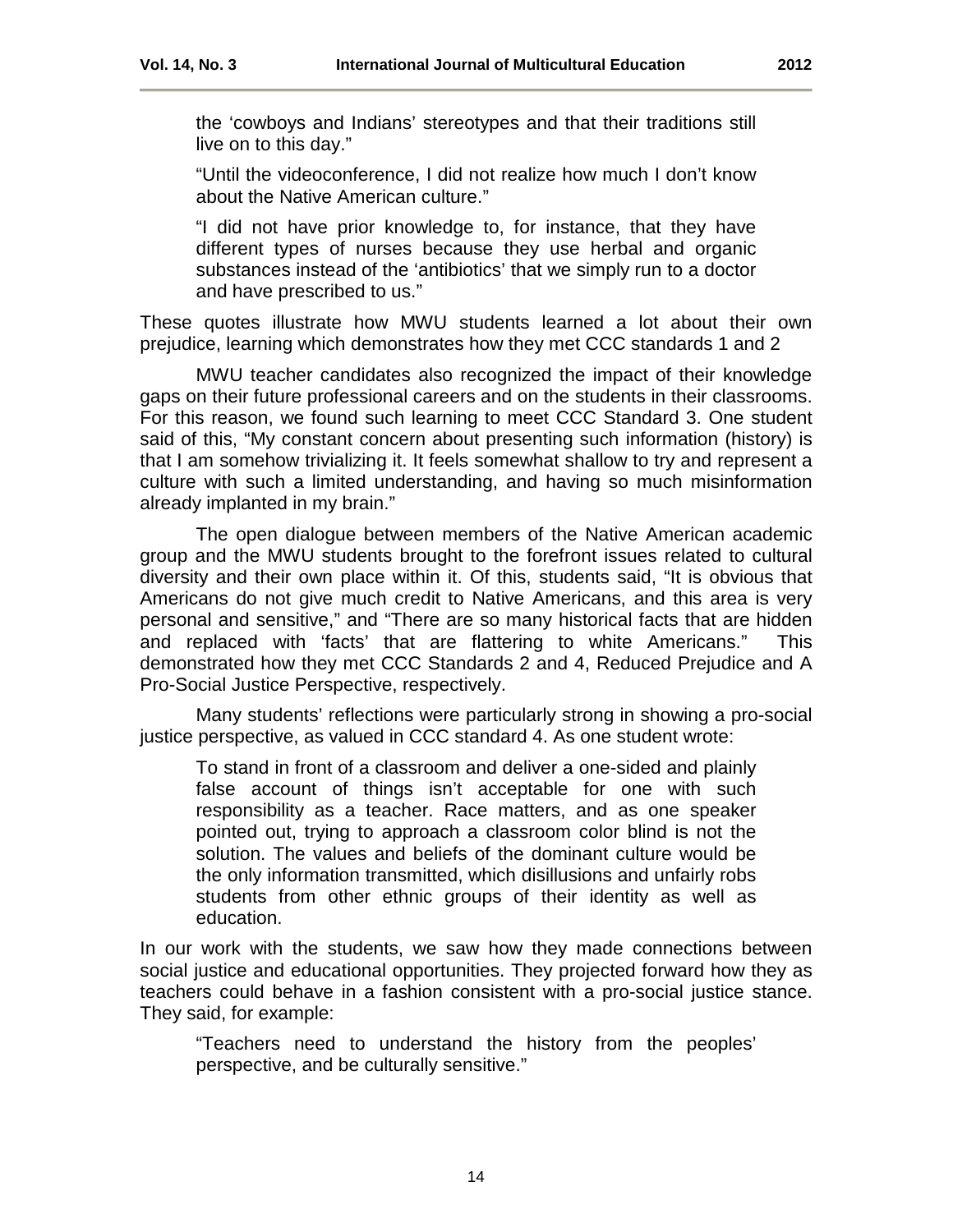> the 'cowboys and Indians' stereotypes and that their traditions still live on to this day."
>
> "Until the videoconference, I did not realize how much I don't know about the Native American culture."
>
> "I did not have prior knowledge to, for instance, that they have different types of nurses because they use herbal and organic substances instead of the 'antibiotics' that we simply run to a doctor and have prescribed to us."

These quotes illustrate how MWU students learned a lot about their own prejudice, learning which demonstrates how they met CCC standards 1 and 2

MWU teacher candidates also recognized the impact of their knowledge gaps on their future professional careers and on the students in their classrooms. For this reason, we found such learning to meet CCC Standard 3. One student said of this, "My constant concern about presenting such information (history) is that I am somehow trivializing it. It feels somewhat shallow to try and represent a culture with such a limited understanding, and having so much misinformation already implanted in my brain."

The open dialogue between members of the Native American academic group and the MWU students brought to the forefront issues related to cultural diversity and their own place within it. Of this, students said, "It is obvious that Americans do not give much credit to Native Americans, and this area is very personal and sensitive," and "There are so many historical facts that are hidden and replaced with 'facts' that are flattering to white Americans." This demonstrated how they met CCC Standards 2 and 4, Reduced Prejudice and A Pro-Social Justice Perspective, respectively.

Many students' reflections were particularly strong in showing a pro-social justice perspective, as valued in CCC standard 4. As one student wrote:

> To stand in front of a classroom and deliver a one-sided and plainly false account of things isn't acceptable for one with such responsibility as a teacher. Race matters, and as one speaker pointed out, trying to approach a classroom color blind is not the solution. The values and beliefs of the dominant culture would be the only information transmitted, which disillusions and unfairly robs students from other ethnic groups of their identity as well as education.

In our work with the students, we saw how they made connections between social justice and educational opportunities. They projected forward how they as teachers could behave in a fashion consistent with a pro-social justice stance. They said, for example:

> "Teachers need to understand the history from the peoples' perspective, and be culturally sensitive."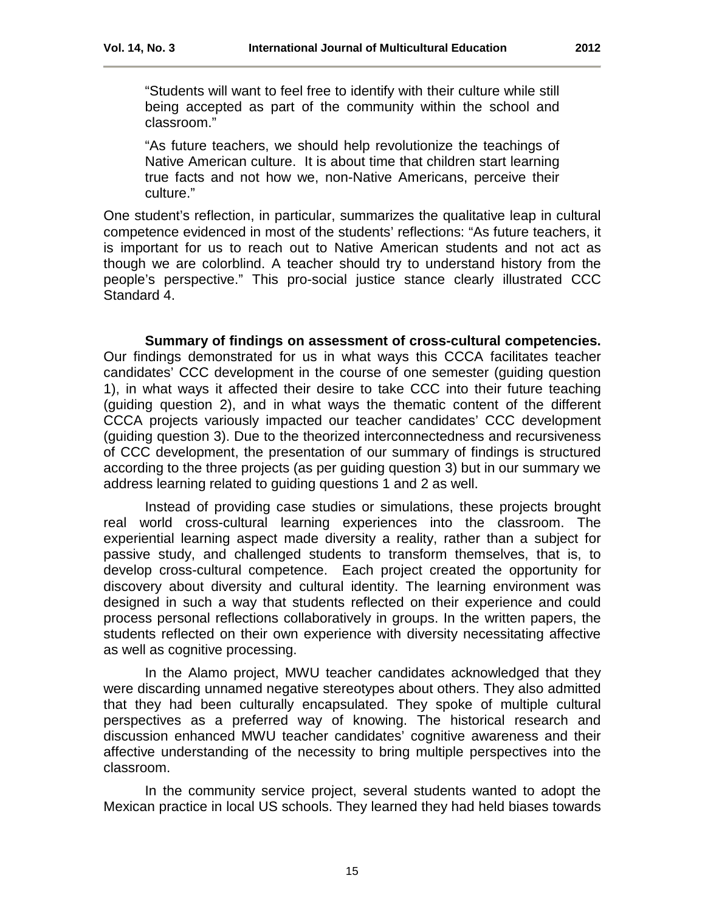> "Students will want to feel free to identify with their culture while still being accepted as part of the community within the school and classroom."

> "As future teachers, we should help revolutionize the teachings of Native American culture. It is about time that children start learning true facts and not how we, non-Native Americans, perceive their culture."

One student's reflection, in particular, summarizes the qualitative leap in cultural competence evidenced in most of the students' reflections: "As future teachers, it is important for us to reach out to Native American students and not act as though we are colorblind. A teacher should try to understand history from the people's perspective." This pro-social justice stance clearly illustrated CCC Standard 4.

**Summary of findings on assessment of cross-cultural competencies.** Our findings demonstrated for us in what ways this CCCA facilitates teacher candidates' CCC development in the course of one semester (guiding question 1), in what ways it affected their desire to take CCC into their future teaching (guiding question 2), and in what ways the thematic content of the different CCCA projects variously impacted our teacher candidates' CCC development (guiding question 3). Due to the theorized interconnectedness and recursiveness of CCC development, the presentation of our summary of findings is structured according to the three projects (as per guiding question 3) but in our summary we address learning related to guiding questions 1 and 2 as well.

Instead of providing case studies or simulations, these projects brought real world cross-cultural learning experiences into the classroom. The experiential learning aspect made diversity a reality, rather than a subject for passive study, and challenged students to transform themselves, that is, to develop cross-cultural competence. Each project created the opportunity for discovery about diversity and cultural identity. The learning environment was designed in such a way that students reflected on their experience and could process personal reflections collaboratively in groups. In the written papers, the students reflected on their own experience with diversity necessitating affective as well as cognitive processing.

In the Alamo project, MWU teacher candidates acknowledged that they were discarding unnamed negative stereotypes about others. They also admitted that they had been culturally encapsulated. They spoke of multiple cultural perspectives as a preferred way of knowing. The historical research and discussion enhanced MWU teacher candidates' cognitive awareness and their affective understanding of the necessity to bring multiple perspectives into the classroom.

In the community service project, several students wanted to adopt the Mexican practice in local US schools. They learned they had held biases towards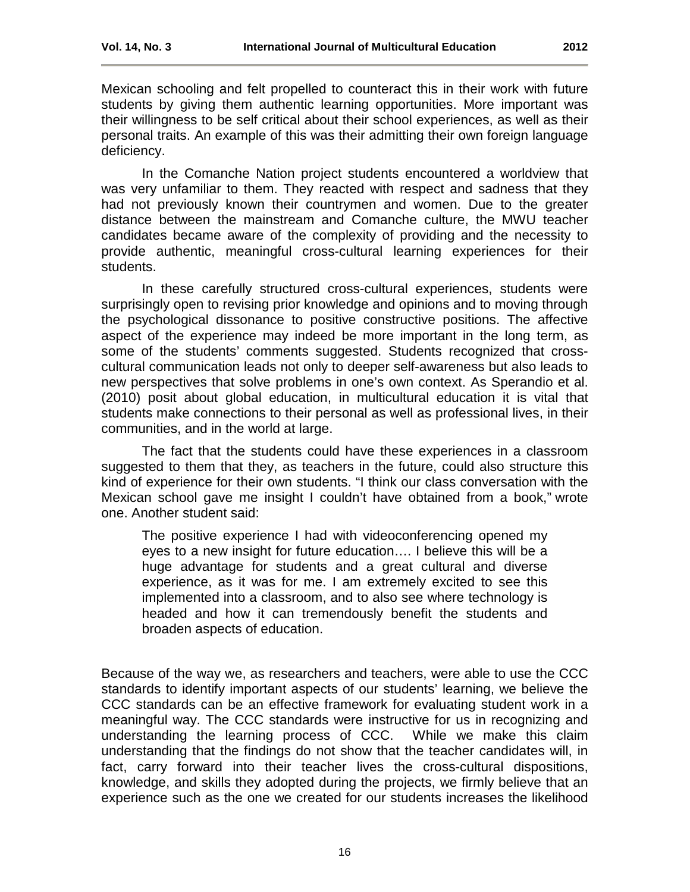Mexican schooling and felt propelled to counteract this in their work with future students by giving them authentic learning opportunities. More important was their willingness to be self critical about their school experiences, as well as their personal traits. An example of this was their admitting their own foreign language deficiency.

In the Comanche Nation project students encountered a worldview that was very unfamiliar to them. They reacted with respect and sadness that they had not previously known their countrymen and women. Due to the greater distance between the mainstream and Comanche culture, the MWU teacher candidates became aware of the complexity of providing and the necessity to provide authentic, meaningful cross-cultural learning experiences for their students.

In these carefully structured cross-cultural experiences, students were surprisingly open to revising prior knowledge and opinions and to moving through the psychological dissonance to positive constructive positions. The affective aspect of the experience may indeed be more important in the long term, as some of the students' comments suggested. Students recognized that cross-cultural communication leads not only to deeper self-awareness but also leads to new perspectives that solve problems in one's own context. As Sperandio et al. (2010) posit about global education, in multicultural education it is vital that students make connections to their personal as well as professional lives, in their communities, and in the world at large.

The fact that the students could have these experiences in a classroom suggested to them that they, as teachers in the future, could also structure this kind of experience for their own students. "I think our class conversation with the Mexican school gave me insight I couldn't have obtained from a book," wrote one. Another student said:

> The positive experience I had with videoconferencing opened my eyes to a new insight for future education…. I believe this will be a huge advantage for students and a great cultural and diverse experience, as it was for me. I am extremely excited to see this implemented into a classroom, and to also see where technology is headed and how it can tremendously benefit the students and broaden aspects of education.

Because of the way we, as researchers and teachers, were able to use the CCC standards to identify important aspects of our students' learning, we believe the CCC standards can be an effective framework for evaluating student work in a meaningful way. The CCC standards were instructive for us in recognizing and understanding the learning process of CCC. While we make this claim understanding that the findings do not show that the teacher candidates will, in fact, carry forward into their teacher lives the cross-cultural dispositions, knowledge, and skills they adopted during the projects, we firmly believe that an experience such as the one we created for our students increases the likelihood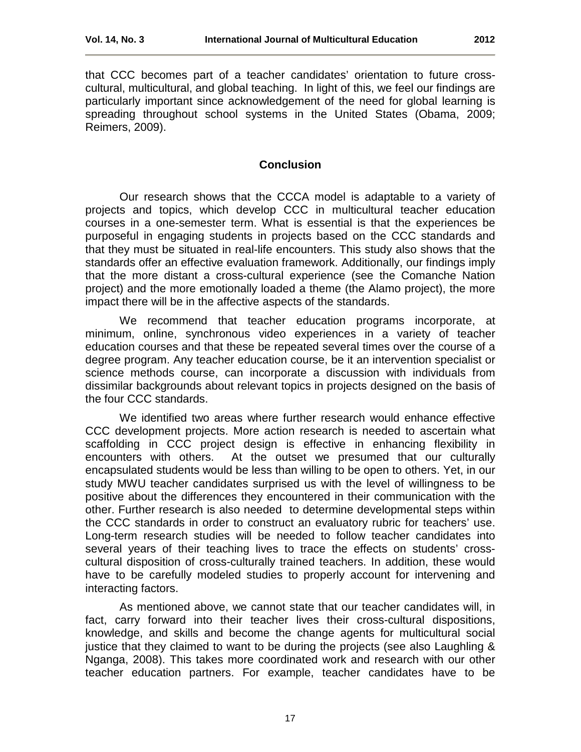that CCC becomes part of a teacher candidates' orientation to future cross-cultural, multicultural, and global teaching. In light of this, we feel our findings are particularly important since acknowledgement of the need for global learning is spreading throughout school systems in the United States (Obama, 2009; Reimers, 2009).

## Conclusion

Our research shows that the CCCA model is adaptable to a variety of projects and topics, which develop CCC in multicultural teacher education courses in a one-semester term. What is essential is that the experiences be purposeful in engaging students in projects based on the CCC standards and that they must be situated in real-life encounters. This study also shows that the standards offer an effective evaluation framework. Additionally, our findings imply that the more distant a cross-cultural experience (see the Comanche Nation project) and the more emotionally loaded a theme (the Alamo project), the more impact there will be in the affective aspects of the standards.

We recommend that teacher education programs incorporate, at minimum, online, synchronous video experiences in a variety of teacher education courses and that these be repeated several times over the course of a degree program. Any teacher education course, be it an intervention specialist or science methods course, can incorporate a discussion with individuals from dissimilar backgrounds about relevant topics in projects designed on the basis of the four CCC standards.

We identified two areas where further research would enhance effective CCC development projects. More action research is needed to ascertain what scaffolding in CCC project design is effective in enhancing flexibility in encounters with others. At the outset we presumed that our culturally encapsulated students would be less than willing to be open to others. Yet, in our study MWU teacher candidates surprised us with the level of willingness to be positive about the differences they encountered in their communication with the other. Further research is also needed to determine developmental steps within the CCC standards in order to construct an evaluatory rubric for teachers' use. Long-term research studies will be needed to follow teacher candidates into several years of their teaching lives to trace the effects on students' cross-cultural disposition of cross-culturally trained teachers. In addition, these would have to be carefully modeled studies to properly account for intervening and interacting factors.

As mentioned above, we cannot state that our teacher candidates will, in fact, carry forward into their teacher lives their cross-cultural dispositions, knowledge, and skills and become the change agents for multicultural social justice that they claimed to want to be during the projects (see also Laughling & Nganga, 2008). This takes more coordinated work and research with our other teacher education partners. For example, teacher candidates have to be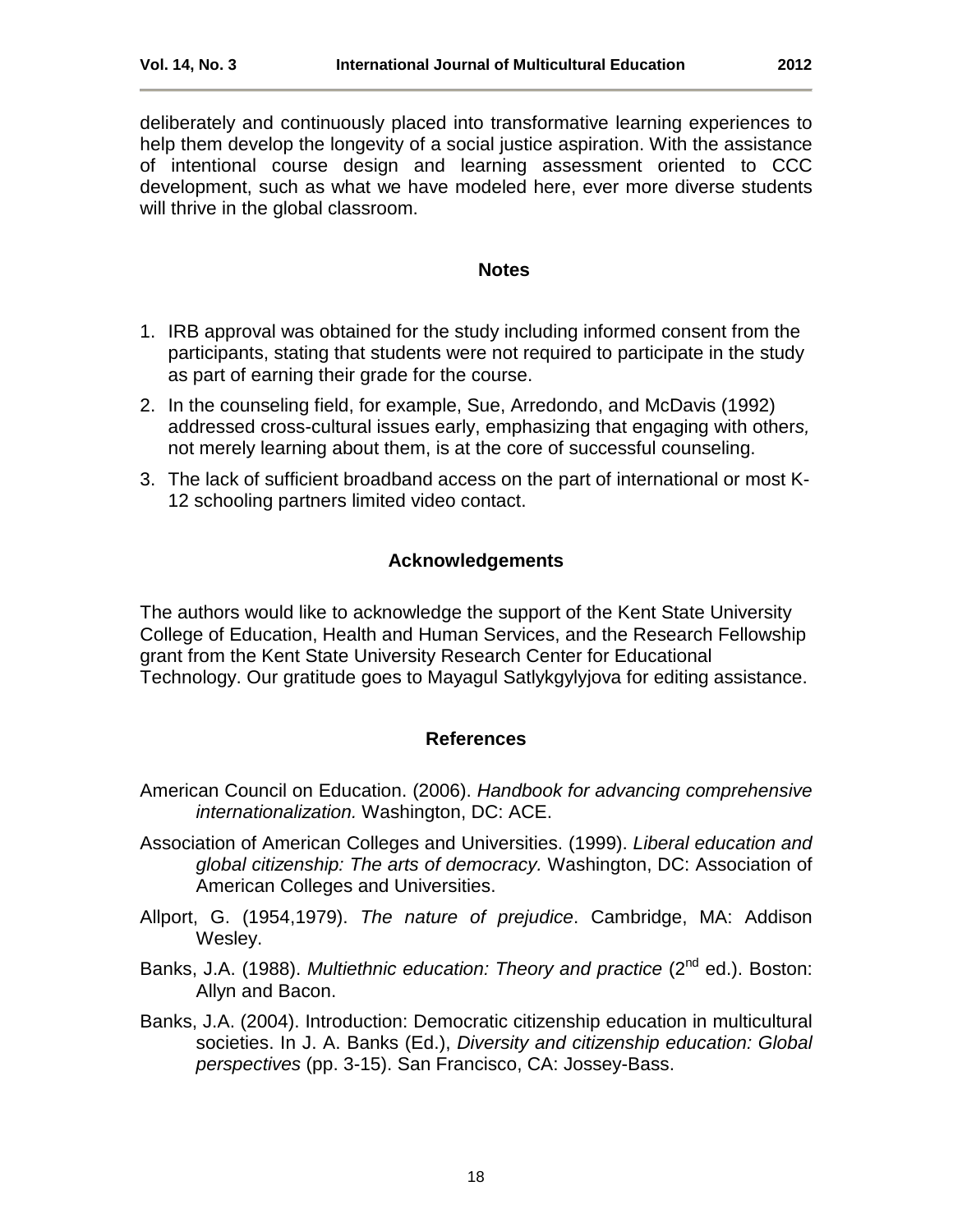deliberately and continuously placed into transformative learning experiences to help them develop the longevity of a social justice aspiration. With the assistance of intentional course design and learning assessment oriented to CCC development, such as what we have modeled here, ever more diverse students will thrive in the global classroom.

## Notes

1. IRB approval was obtained for the study including informed consent from the participants, stating that students were not required to participate in the study as part of earning their grade for the course.
2. In the counseling field, for example, Sue, Arredondo, and McDavis (1992) addressed cross-cultural issues early, emphasizing that engaging with others*,* not merely learning about them, is at the core of successful counseling.
3. The lack of sufficient broadband access on the part of international or most K-12 schooling partners limited video contact.

## Acknowledgements

The authors would like to acknowledge the support of the Kent State University College of Education, Health and Human Services, and the Research Fellowship grant from the Kent State University Research Center for Educational Technology. Our gratitude goes to Mayagul Satlykgylyjova for editing assistance.

## References

American Council on Education. (2006). *Handbook for advancing comprehensive internationalization.* Washington, DC: ACE.

Association of American Colleges and Universities. (1999). *Liberal education and global citizenship: The arts of democracy.* Washington, DC: Association of American Colleges and Universities.

Allport, G. (1954,1979). *The nature of prejudice*. Cambridge, MA: Addison Wesley.

Banks, J.A. (1988). *Multiethnic education: Theory and practice* (2nd ed.). Boston: Allyn and Bacon.

Banks, J.A. (2004). Introduction: Democratic citizenship education in multicultural societies. In J. A. Banks (Ed.), *Diversity and citizenship education: Global perspectives* (pp. 3-15). San Francisco, CA: Jossey-Bass.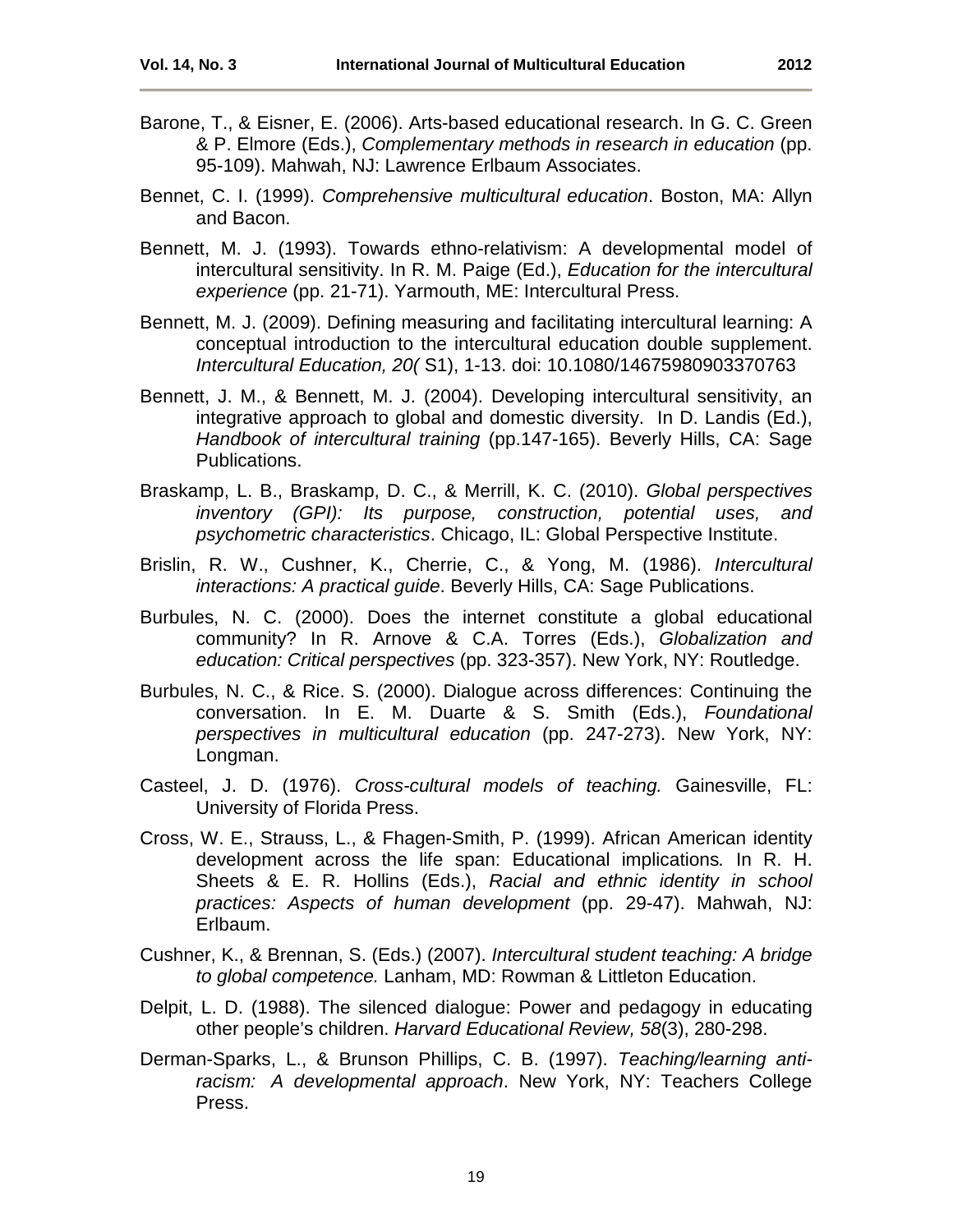Barone, T., & Eisner, E. (2006). Arts-based educational research. In G. C. Green & P. Elmore (Eds.), *Complementary methods in research in education* (pp. 95-109). Mahwah, NJ: Lawrence Erlbaum Associates.

Bennet, C. I. (1999). *Comprehensive multicultural education*. Boston, MA: Allyn and Bacon.

Bennett, M. J. (1993). Towards ethno-relativism: A developmental model of intercultural sensitivity. In R. M. Paige (Ed.), *Education for the intercultural experience* (pp. 21-71). Yarmouth, ME: Intercultural Press.

Bennett, M. J. (2009). Defining measuring and facilitating intercultural learning: A conceptual introduction to the intercultural education double supplement. *Intercultural Education, 20(* S1), 1-13. doi: 10.1080/14675980903370763

Bennett, J. M., & Bennett, M. J. (2004). Developing intercultural sensitivity, an integrative approach to global and domestic diversity. In D. Landis (Ed.), *Handbook of intercultural training* (pp.147-165). Beverly Hills, CA: Sage Publications.

Braskamp, L. B., Braskamp, D. C., & Merrill, K. C. (2010). *Global perspectives inventory (GPI): Its purpose, construction, potential uses, and psychometric characteristics*. Chicago, IL: Global Perspective Institute.

Brislin, R. W., Cushner, K., Cherrie, C., & Yong, M. (1986). *Intercultural interactions: A practical guide*. Beverly Hills, CA: Sage Publications.

Burbules, N. C. (2000). Does the internet constitute a global educational community? In R. Arnove & C.A. Torres (Eds.), *Globalization and education: Critical perspectives* (pp. 323-357). New York, NY: Routledge.

Burbules, N. C., & Rice. S. (2000). Dialogue across differences: Continuing the conversation. In E. M. Duarte & S. Smith (Eds.), *Foundational perspectives in multicultural education* (pp. 247-273). New York, NY: Longman.

Casteel, J. D. (1976). *Cross-cultural models of teaching.* Gainesville, FL: University of Florida Press.

Cross, W. E., Strauss, L., & Fhagen-Smith, P. (1999). African American identity development across the life span: Educational implications*.* In R. H. Sheets & E. R. Hollins (Eds.), *Racial and ethnic identity in school practices: Aspects of human development* (pp. 29-47). Mahwah, NJ: Erlbaum.

Cushner, K., & Brennan, S. (Eds.) (2007). *Intercultural student teaching: A bridge to global competence.* Lanham, MD: Rowman & Littleton Education.

Delpit, L. D. (1988). The silenced dialogue: Power and pedagogy in educating other people's children. *Harvard Educational Review, 58*(3), 280-298.

Derman-Sparks, L., & Brunson Phillips, C. B. (1997). *Teaching/learning anti-racism: A developmental approach*. New York, NY: Teachers College Press.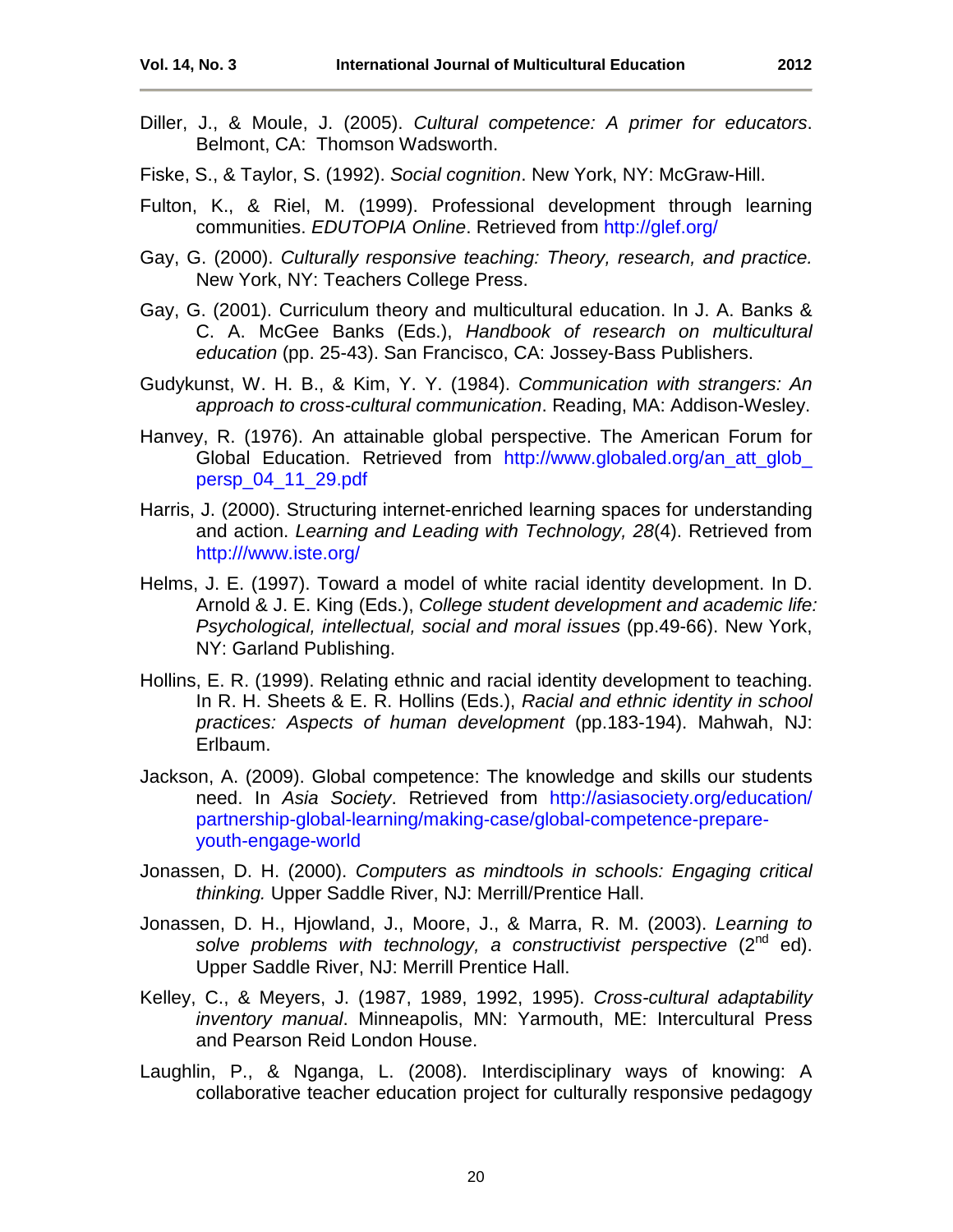Diller, J., & Moule, J. (2005). *Cultural competence: A primer for educators*. Belmont, CA: Thomson Wadsworth.

Fiske, S., & Taylor, S. (1992). *Social cognition*. New York, NY: McGraw-Hill.

Fulton, K., & Riel, M. (1999). Professional development through learning communities. *EDUTOPIA Online*. Retrieved from http://glef.org/

Gay, G. (2000). *Culturally responsive teaching: Theory, research, and practice.* New York, NY: Teachers College Press.

Gay, G. (2001). Curriculum theory and multicultural education. In J. A. Banks & C. A. McGee Banks (Eds.), *Handbook of research on multicultural education* (pp. 25-43). San Francisco, CA: Jossey-Bass Publishers.

Gudykunst, W. H. B., & Kim, Y. Y. (1984). *Communication with strangers: An approach to cross-cultural communication*. Reading, MA: Addison-Wesley.

Hanvey, R. (1976). An attainable global perspective. The American Forum for Global Education. Retrieved from http://www.globaled.org/an_att_glob_persp_04_11_29.pdf

Harris, J. (2000). Structuring internet-enriched learning spaces for understanding and action. *Learning and Leading with Technology, 28*(4). Retrieved from http:///www.iste.org/

Helms, J. E. (1997). Toward a model of white racial identity development. In D. Arnold & J. E. King (Eds.), *College student development and academic life: Psychological, intellectual, social and moral issues* (pp.49-66). New York, NY: Garland Publishing.

Hollins, E. R. (1999). Relating ethnic and racial identity development to teaching. In R. H. Sheets & E. R. Hollins (Eds.), *Racial and ethnic identity in school practices: Aspects of human development* (pp.183-194). Mahwah, NJ: Erlbaum.

Jackson, A. (2009). Global competence: The knowledge and skills our students need. In *Asia Society*. Retrieved from http://asiasociety.org/education/partnership-global-learning/making-case/global-competence-prepare-youth-engage-world

Jonassen, D. H. (2000). *Computers as mindtools in schools: Engaging critical thinking.* Upper Saddle River, NJ: Merrill/Prentice Hall.

Jonassen, D. H., Hjowland, J., Moore, J., & Marra, R. M. (2003). *Learning to solve problems with technology, a constructivist perspective* (2nd ed). Upper Saddle River, NJ: Merrill Prentice Hall.

Kelley, C., & Meyers, J. (1987, 1989, 1992, 1995). *Cross-cultural adaptability inventory manual*. Minneapolis, MN: Yarmouth, ME: Intercultural Press and Pearson Reid London House.

Laughlin, P., & Nganga, L. (2008). Interdisciplinary ways of knowing: A collaborative teacher education project for culturally responsive pedagogy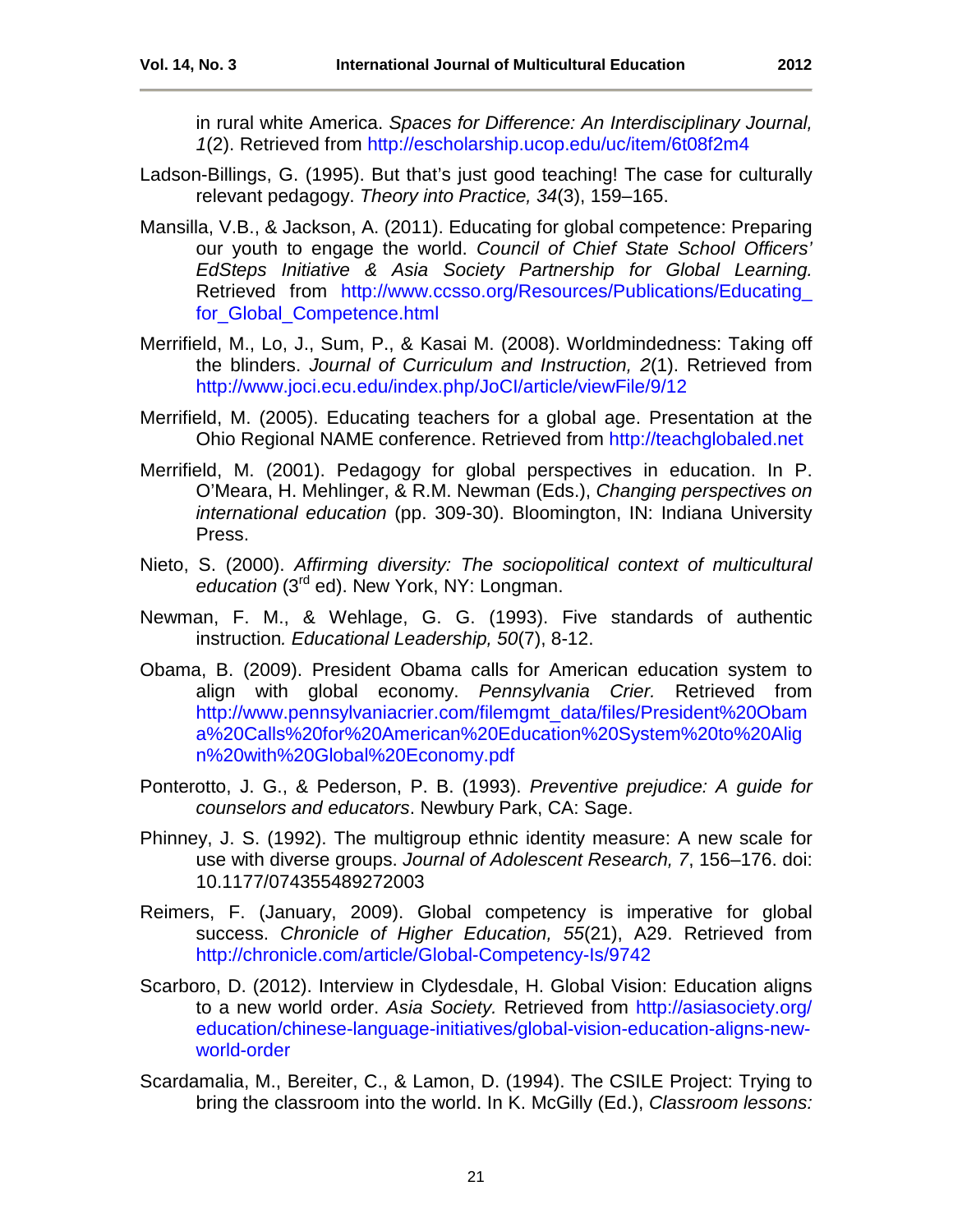in rural white America. *Spaces for Difference: An Interdisciplinary Journal, 1*(2). Retrieved from http://escholarship.ucop.edu/uc/item/6t08f2m4

Ladson-Billings, G. (1995). But that's just good teaching! The case for culturally relevant pedagogy. *Theory into Practice, 34*(3), 159–165.

Mansilla, V.B., & Jackson, A. (2011). Educating for global competence: Preparing our youth to engage the world. *Council of Chief State School Officers' EdSteps Initiative & Asia Society Partnership for Global Learning.* Retrieved from http://www.ccsso.org/Resources/Publications/Educating_for_Global_Competence.html

Merrifield, M., Lo, J., Sum, P., & Kasai M. (2008). Worldmindedness: Taking off the blinders. *Journal of Curriculum and Instruction, 2*(1). Retrieved from http://www.joci.ecu.edu/index.php/JoCI/article/viewFile/9/12

Merrifield, M. (2005). Educating teachers for a global age. Presentation at the Ohio Regional NAME conference. Retrieved from http://teachglobaled.net

Merrifield, M. (2001). Pedagogy for global perspectives in education. In P. O'Meara, H. Mehlinger, & R.M. Newman (Eds.), *Changing perspectives on international education* (pp. 309-30). Bloomington, IN: Indiana University Press.

Nieto, S. (2000). *Affirming diversity: The sociopolitical context of multicultural education* (3rd ed). New York, NY: Longman.

Newman, F. M., & Wehlage, G. G. (1993). Five standards of authentic instruction*. Educational Leadership, 50*(7), 8-12.

Obama, B. (2009). President Obama calls for American education system to align with global economy. *Pennsylvania Crier.* Retrieved from http://www.pennsylvaniacrier.com/filemgmt_data/files/President%20Obama%20Calls%20for%20American%20Education%20System%20to%20Align%20with%20Global%20Economy.pdf

Ponterotto, J. G., & Pederson, P. B. (1993). *Preventive prejudice: A guide for counselors and educators*. Newbury Park, CA: Sage.

Phinney, J. S. (1992). The multigroup ethnic identity measure: A new scale for use with diverse groups. *Journal of Adolescent Research, 7*, 156–176. doi: 10.1177/074355489272003

Reimers, F. (January, 2009). Global competency is imperative for global success. *Chronicle of Higher Education, 55*(21), A29. Retrieved from http://chronicle.com/article/Global-Competency-Is/9742

Scarboro, D. (2012). Interview in Clydesdale, H. Global Vision: Education aligns to a new world order. *Asia Society.* Retrieved from http://asiasociety.org/education/chinese-language-initiatives/global-vision-education-aligns-new-world-order

Scardamalia, M., Bereiter, C., & Lamon, D. (1994). The CSILE Project: Trying to bring the classroom into the world. In K. McGilly (Ed.), *Classroom lessons:*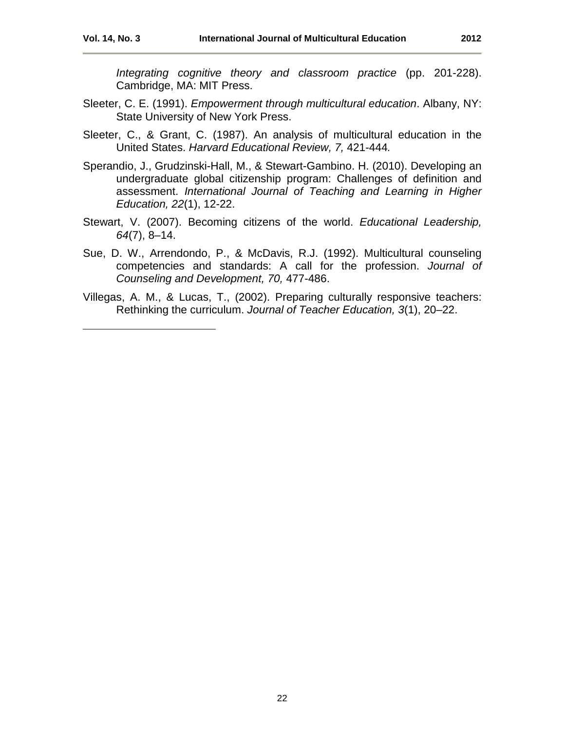*Integrating cognitive theory and classroom practice* (pp. 201-228). Cambridge, MA: MIT Press.

Sleeter, C. E. (1991). *Empowerment through multicultural education*. Albany, NY: State University of New York Press.

Sleeter, C., & Grant, C. (1987). An analysis of multicultural education in the United States. *Harvard Educational Review, 7,* 421-444*.*

Sperandio, J., Grudzinski-Hall, M., & Stewart-Gambino. H. (2010). Developing an undergraduate global citizenship program: Challenges of definition and assessment. *International Journal of Teaching and Learning in Higher Education, 22*(1), 12-22.

Stewart, V. (2007). Becoming citizens of the world. *Educational Leadership, 64*(7), 8–14.

Sue, D. W., Arrendondo, P., & McDavis, R.J. (1992). Multicultural counseling competencies and standards: A call for the profession. *Journal of Counseling and Development, 70,* 477-486.

Villegas, A. M., & Lucas, T., (2002). Preparing culturally responsive teachers: Rethinking the curriculum. *Journal of Teacher Education, 3*(1), 20–22.